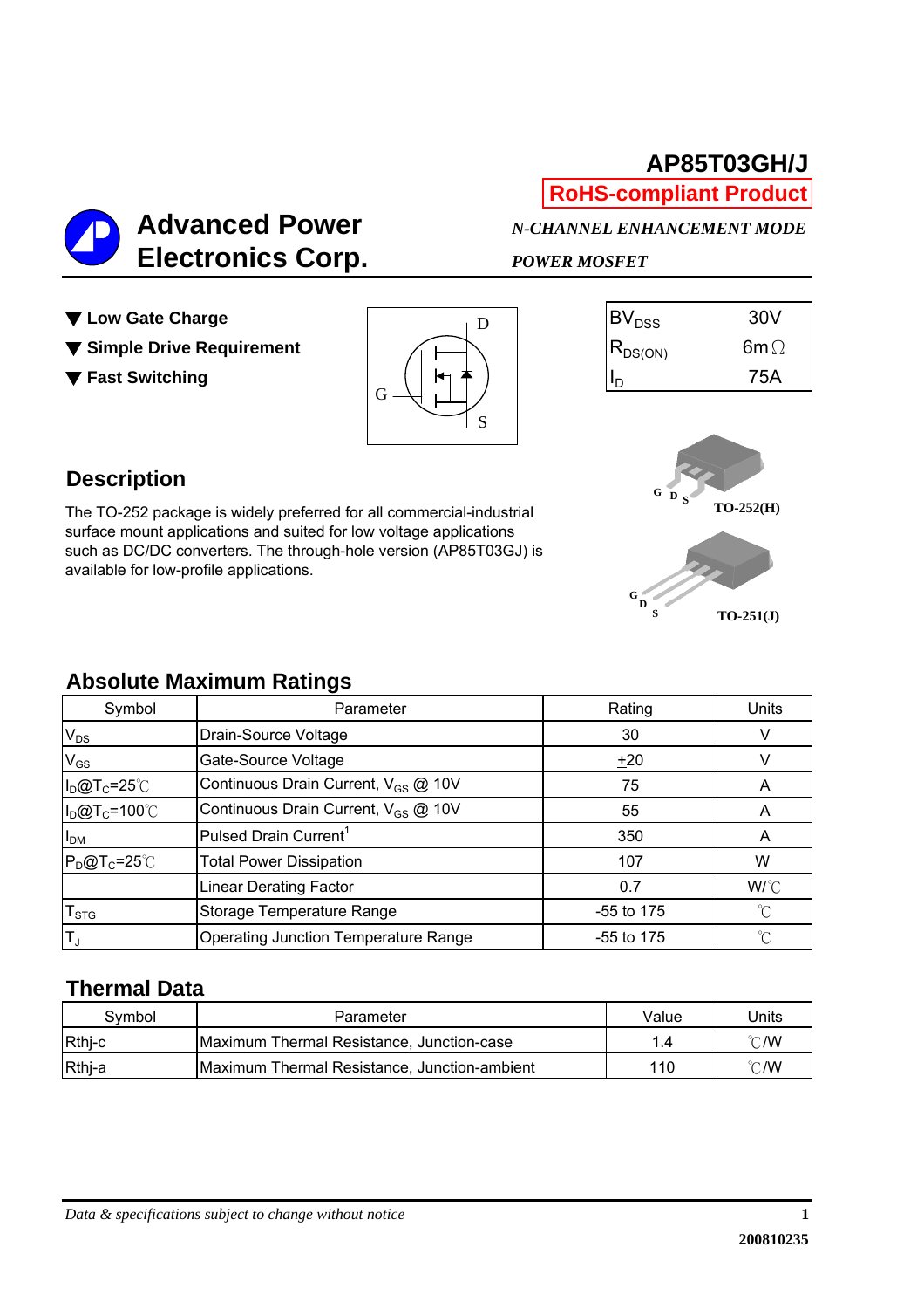# AP85T03GH/J

**RoHS-compliant Product**

**Advanced Power Electronics Corp.**

***N-CHANNEL ENHANCEMENT MODE POWER MOSFET***

- ▼ **Low Gate Charge**
- ▼ **Simple Drive Requirement**
- ▼ **Fast Switching**

| | |
|---|---|
| $BV_{DSS}$ | 30V |
| $R_{DS(ON)}$ | 6mΩ |
| $I_D$ | 75A |

G D S **TO-252(H)**

G D S **TO-251(J)**

## Description

The TO-252 package is widely preferred for all commercial-industrial surface mount applications and suited for low voltage applications such as DC/DC converters. The through-hole version (AP85T03GJ) is available for low-profile applications.

## Absolute Maximum Ratings

| Symbol | Parameter | Rating | Units |
|---|---|---|---|
| $V_{DS}$ | Drain-Source Voltage | 30 | V |
| $V_{GS}$ | Gate-Source Voltage | $\pm 20$ | V |
| $I_D@T_C=25℃$ | Continuous Drain Current, $V_{GS}$ @ 10V | 75 | A |
| $I_D@T_C=100℃$ | Continuous Drain Current, $V_{GS}$ @ 10V | 55 | A |
| $I_{DM}$ | Pulsed Drain Current[1] | 350 | A |
| $P_D@T_C=25℃$ | Total Power Dissipation | 107 | W |
| | Linear Derating Factor | 0.7 | W/℃ |
| $T_{STG}$ | Storage Temperature Range | -55 to 175 | ℃ |
| $T_J$ | Operating Junction Temperature Range | -55 to 175 | ℃ |

## Thermal Data

| Symbol | Parameter | Value | Units |
|---|---|---|---|
| Rthj-c | Maximum Thermal Resistance, Junction-case | 1.4 | ℃/W |
| Rthj-a | Maximum Thermal Resistance, Junction-ambient | 110 | ℃/W |

*Data & specifications subject to change without notice*

200810235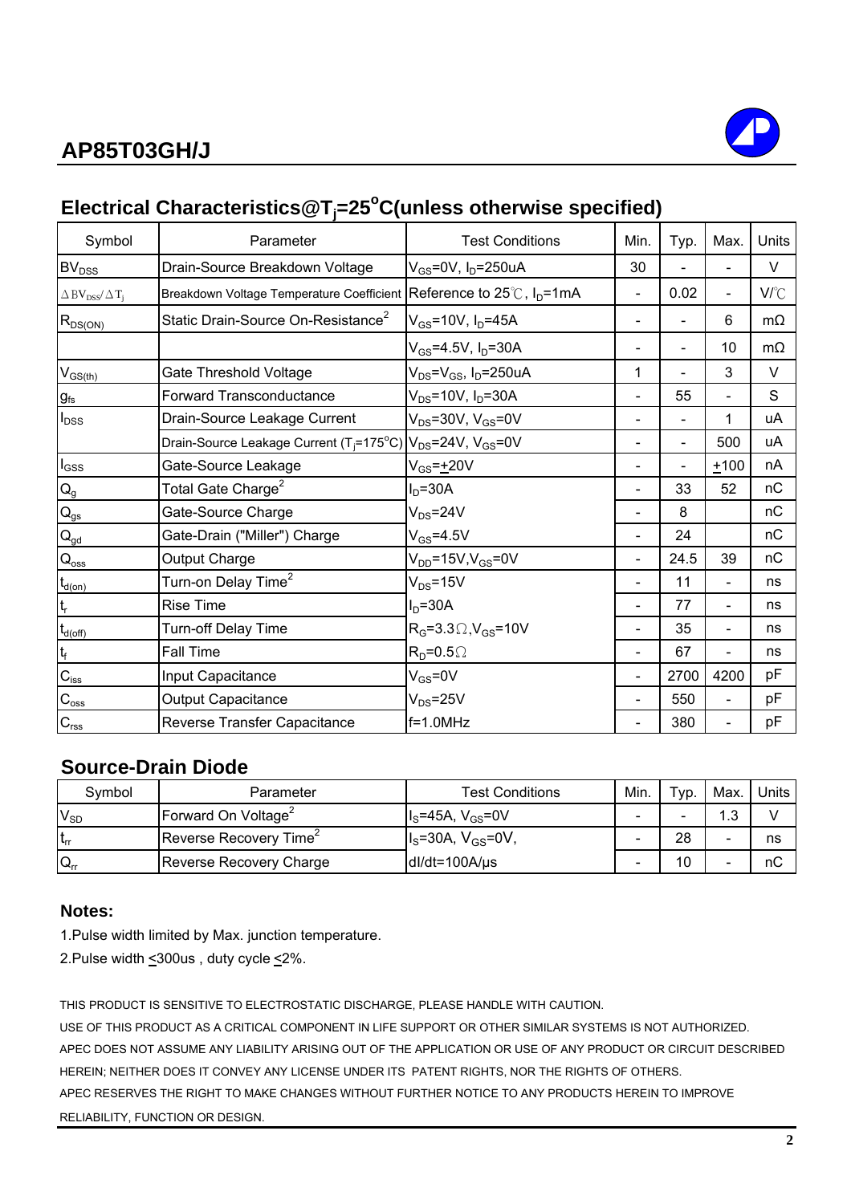## AP85T03GH/J

## Electrical Characteristics@$T_j$=25$^o$C(unless otherwise specified)

| Symbol | Parameter | Test Conditions | Min. | Typ. | Max. | Units |
|---|---|---|---|---|---|---|
| $BV_{DSS}$ | Drain-Source Breakdown Voltage | $V_{GS}$=0V, $I_D$=250uA | 30 | - | - | V |
| $\Delta BV_{DSS}/\Delta T_j$ | Breakdown Voltage Temperature Coefficient | Reference to 25℃, $I_D$=1mA | - | 0.02 | - | V/℃ |
| $R_{DS(ON)}$ | Static Drain-Source On-Resistance[2] | $V_{GS}$=10V, $I_D$=45A | - | - | 6 | mΩ |
| | | $V_{GS}$=4.5V, $I_D$=30A | - | - | 10 | mΩ |
| $V_{GS(th)}$ | Gate Threshold Voltage | $V_{DS}$=$V_{GS}$, $I_D$=250uA | 1 | - | 3 | V |
| $g_{fs}$ | Forward Transconductance | $V_{DS}$=10V, $I_D$=30A | - | 55 | - | S |
| $I_{DSS}$ | Drain-Source Leakage Current | $V_{DS}$=30V, $V_{GS}$=0V | - | - | 1 | uA |
| | Drain-Source Leakage Current ($T_j$=175$^o$C) | $V_{DS}$=24V, $V_{GS}$=0V | - | - | 500 | uA |
| $I_{GSS}$ | Gate-Source Leakage | $V_{GS}$=$\pm$20V | - | - | $\pm$100 | nA |
| $Q_g$ | Total Gate Charge[2] | $I_D$=30A | - | 33 | 52 | nC |
| $Q_{gs}$ | Gate-Source Charge | $V_{DS}$=24V | - | 8 | | nC |
| $Q_{gd}$ | Gate-Drain ("Miller") Charge | $V_{GS}$=4.5V | - | 24 | | nC |
| $Q_{oss}$ | Output Charge | $V_{DD}$=15V,$V_{GS}$=0V | - | 24.5 | 39 | nC |
| $t_{d(on)}$ | Turn-on Delay Time[2] | $V_{DS}$=15V | - | 11 | - | ns |
| $t_r$ | Rise Time | $I_D$=30A | - | 77 | - | ns |
| $t_{d(off)}$ | Turn-off Delay Time | $R_G$=3.3Ω,$V_{GS}$=10V | - | 35 | - | ns |
| $t_f$ | Fall Time | $R_D$=0.5Ω | - | 67 | - | ns |
| $C_{iss}$ | Input Capacitance | $V_{GS}$=0V | - | 2700 | 4200 | pF |
| $C_{oss}$ | Output Capacitance | $V_{DS}$=25V | - | 550 | - | pF |
| $C_{rss}$ | Reverse Transfer Capacitance | f=1.0MHz | - | 380 | - | pF |

## Source-Drain Diode

| Symbol | Parameter | Test Conditions | Min. | Typ. | Max. | Units |
|---|---|---|---|---|---|---|
| $V_{SD}$ | Forward On Voltage[2] | $I_S$=45A, $V_{GS}$=0V | - | - | 1.3 | V |
| $t_{rr}$ | Reverse Recovery Time[2] | $I_S$=30A, $V_{GS}$=0V, | - | 28 | - | ns |
| $Q_{rr}$ | Reverse Recovery Charge | dI/dt=100A/µs | - | 10 | - | nC |

### Notes:

1.Pulse width limited by Max. junction temperature.

2.Pulse width ≤300us , duty cycle ≤2%.

THIS PRODUCT IS SENSITIVE TO ELECTROSTATIC DISCHARGE, PLEASE HANDLE WITH CAUTION.

USE OF THIS PRODUCT AS A CRITICAL COMPONENT IN LIFE SUPPORT OR OTHER SIMILAR SYSTEMS IS NOT AUTHORIZED.

APEC DOES NOT ASSUME ANY LIABILITY ARISING OUT OF THE APPLICATION OR USE OF ANY PRODUCT OR CIRCUIT DESCRIBED HEREIN; NEITHER DOES IT CONVEY ANY LICENSE UNDER ITS PATENT RIGHTS, NOR THE RIGHTS OF OTHERS.

APEC RESERVES THE RIGHT TO MAKE CHANGES WITHOUT FURTHER NOTICE TO ANY PRODUCTS HEREIN TO IMPROVE RELIABILITY, FUNCTION OR DESIGN.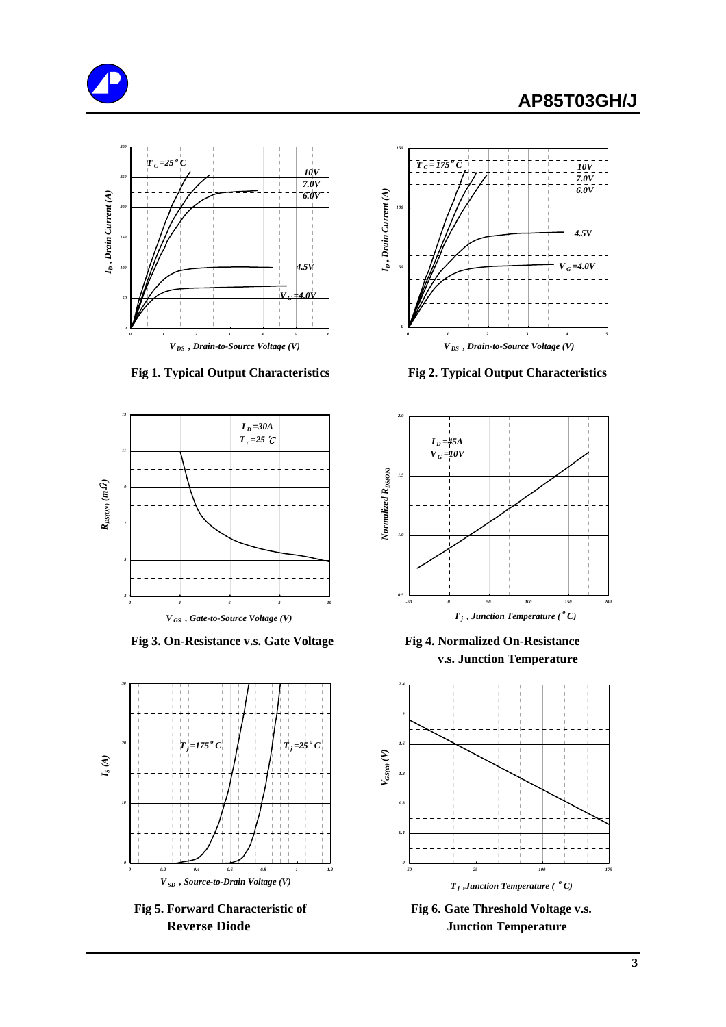Fig 1. Typical Output Characteristics

Fig 2. Typical Output Characteristics

Fig 3. On-Resistance v.s. Gate Voltage

Fig 4. Normalized On-Resistance v.s. Junction Temperature

Fig 5. Forward Characteristic of Reverse Diode

Fig 6. Gate Threshold Voltage v.s. Junction Temperature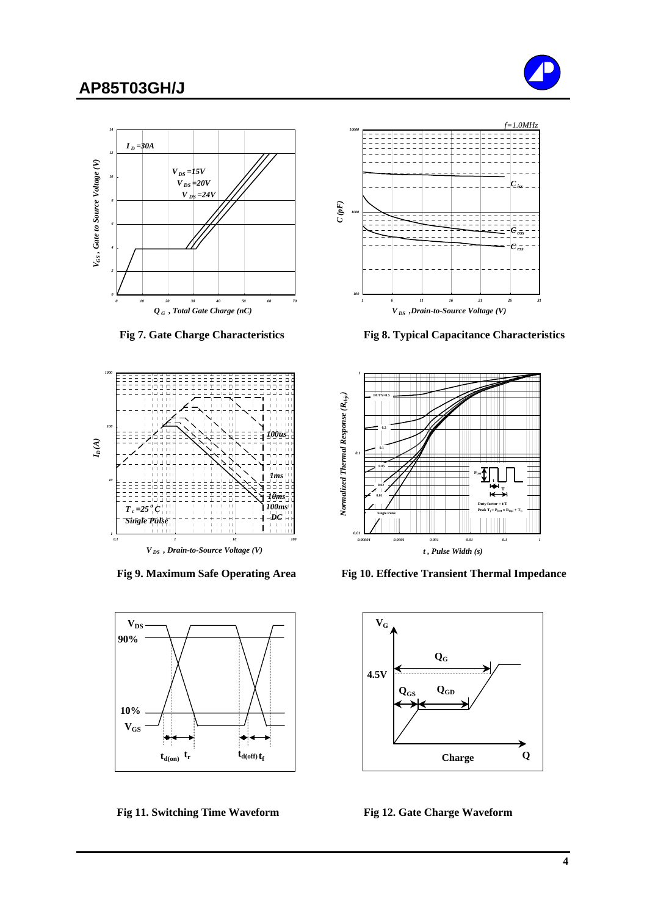Fig 7. Gate Charge Characteristics

Fig 8. Typical Capacitance Characteristics

Fig 9. Maximum Safe Operating Area

Fig 10. Effective Transient Thermal Impedance

Fig 11. Switching Time Waveform

Fig 12. Gate Charge Waveform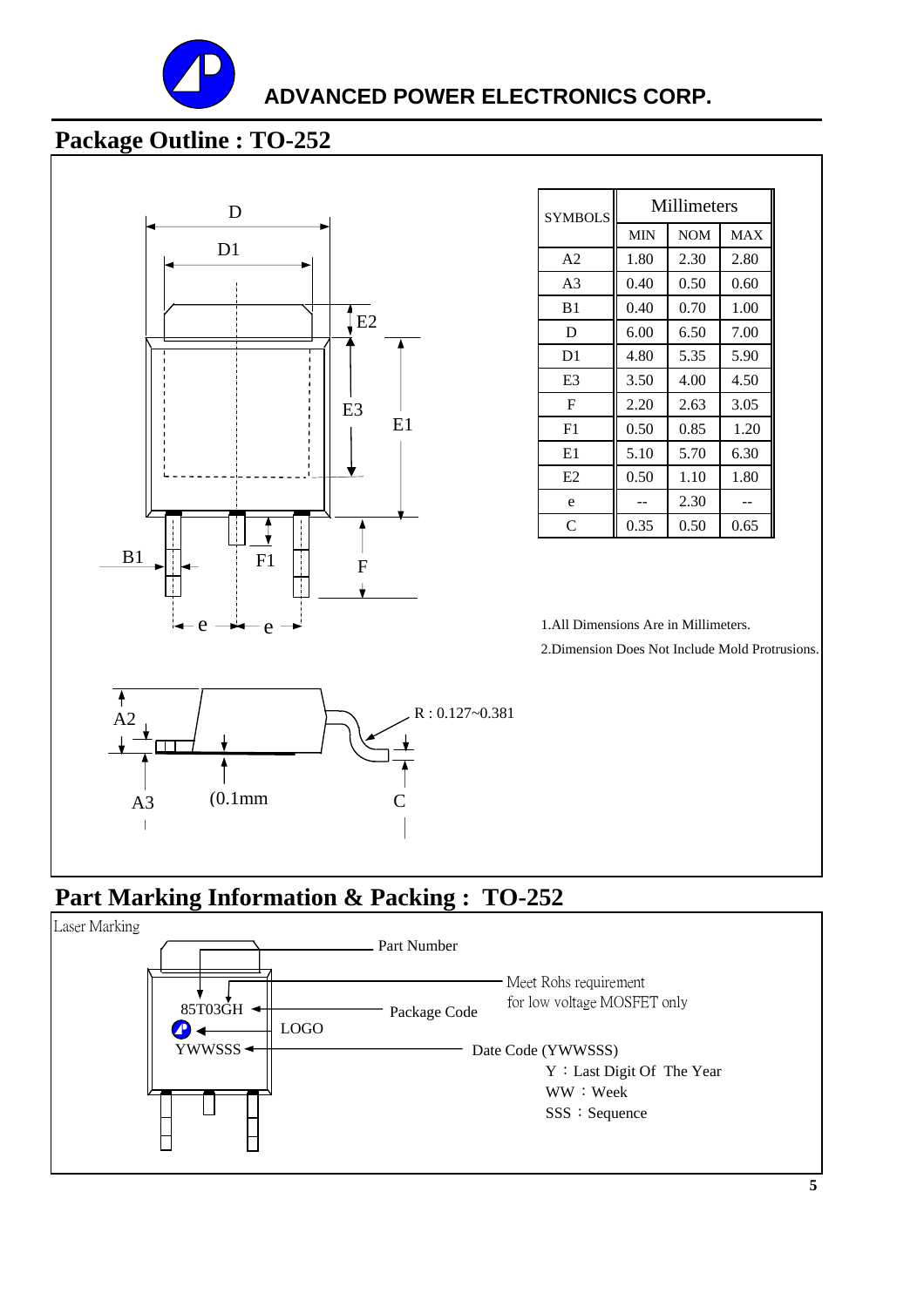## Package Outline : TO-252

| SYMBOLS | Millimeters | | |
|---|---|---|---|
| | MIN | NOM | MAX |
| A2 | 1.80 | 2.30 | 2.80 |
| A3 | 0.40 | 0.50 | 0.60 |
| B1 | 0.40 | 0.70 | 1.00 |
| D | 6.00 | 6.50 | 7.00 |
| D1 | 4.80 | 5.35 | 5.90 |
| E3 | 3.50 | 4.00 | 4.50 |
| F | 2.20 | 2.63 | 3.05 |
| F1 | 0.50 | 0.85 | 1.20 |
| E1 | 5.10 | 5.70 | 6.30 |
| E2 | 0.50 | 1.10 | 1.80 |
| e | -- | 2.30 | -- |
| C | 0.35 | 0.50 | 0.65 |

1.All Dimensions Are in Millimeters.

2.Dimension Does Not Include Mold Protrusions.

R : 0.127~0.381

(0.1mm

## Part Marking Information & Packing : TO-252

Laser Marking

- 85T03GH — Part Number
- Package Code — Meet Rohs requirement for low voltage MOSFET only
- LOGO
- YWWSSS — Date Code (YWWSSS)
  - Y : Last Digit Of The Year
  - WW : Week
  - SSS : Sequence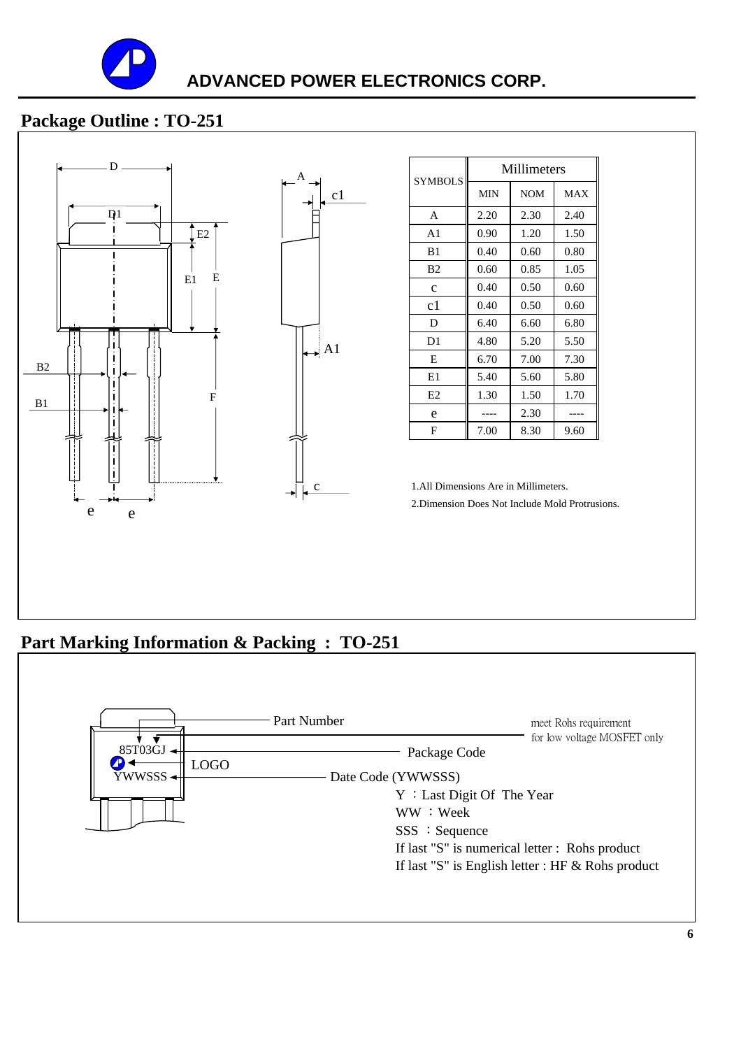ADVANCED POWER ELECTRONICS CORP.

## Package Outline : TO-251

D
D1
E2
E1
E
B2
B1
F
e
e
A
c1
A1
c

| SYMBOLS | Millimeters | | |
|---|---|---|---|
| | MIN | NOM | MAX |
| A | 2.20 | 2.30 | 2.40 |
| A1 | 0.90 | 1.20 | 1.50 |
| B1 | 0.40 | 0.60 | 0.80 |
| B2 | 0.60 | 0.85 | 1.05 |
| c | 0.40 | 0.50 | 0.60 |
| c1 | 0.40 | 0.50 | 0.60 |
| D | 6.40 | 6.60 | 6.80 |
| D1 | 4.80 | 5.20 | 5.50 |
| E | 6.70 | 7.00 | 7.30 |
| E1 | 5.40 | 5.60 | 5.80 |
| E2 | 1.30 | 1.50 | 1.70 |
| e | ---- | 2.30 | ---- |
| F | 7.00 | 8.30 | 9.60 |

1.All Dimensions Are in Millimeters.

2.Dimension Does Not Include Mold Protrusions.

## Part Marking Information & Packing : TO-251

85T03GJ
YWWSSS

Part Number

meet Rohs requirement
for low voltage MOSFET only

Package Code

LOGO

Date Code (YWWSSS)

Y ：Last Digit Of The Year

WW ：Week

SSS ：Sequence

If last "S" is numerical letter : Rohs product

If last "S" is English letter : HF & Rohs product